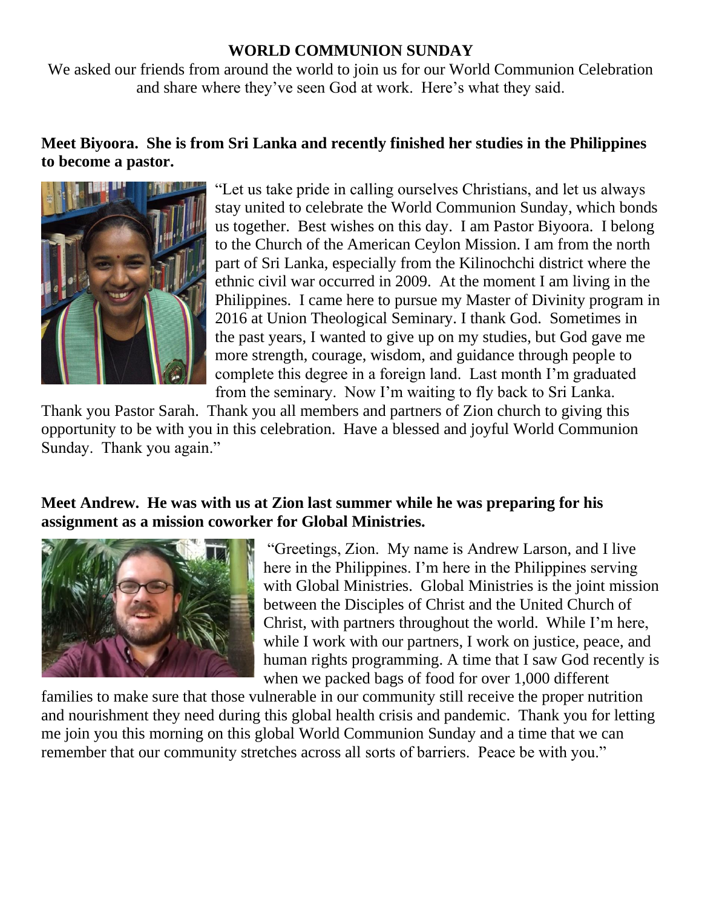# WORLD COMMUNION SUNDAY

We asked our friends from around the world to join us for our World Communion Celebration and share where they've seen God at work. Here's what they said.

**Meet Biyoora. She is from Sri Lanka and recently finished her studies in the Philippines to become a pastor.**

"Let us take pride in calling ourselves Christians, and let us always stay united to celebrate the World Communion Sunday, which bonds us together. Best wishes on this day. I am Pastor Biyoora. I belong to the Church of the American Ceylon Mission. I am from the north part of Sri Lanka, especially from the Kilinochchi district where the ethnic civil war occurred in 2009. At the moment I am living in the Philippines. I came here to pursue my Master of Divinity program in 2016 at Union Theological Seminary. I thank God. Sometimes in the past years, I wanted to give up on my studies, but God gave me more strength, courage, wisdom, and guidance through people to complete this degree in a foreign land. Last month I'm graduated from the seminary. Now I'm waiting to fly back to Sri Lanka. Thank you Pastor Sarah. Thank you all members and partners of Zion church to giving this opportunity to be with you in this celebration. Have a blessed and joyful World Communion Sunday. Thank you again."

**Meet Andrew. He was with us at Zion last summer while he was preparing for his assignment as a mission coworker for Global Ministries.**

"Greetings, Zion. My name is Andrew Larson, and I live here in the Philippines. I'm here in the Philippines serving with Global Ministries. Global Ministries is the joint mission between the Disciples of Christ and the United Church of Christ, with partners throughout the world. While I'm here, while I work with our partners, I work on justice, peace, and human rights programming. A time that I saw God recently is when we packed bags of food for over 1,000 different families to make sure that those vulnerable in our community still receive the proper nutrition and nourishment they need during this global health crisis and pandemic. Thank you for letting me join you this morning on this global World Communion Sunday and a time that we can remember that our community stretches across all sorts of barriers. Peace be with you."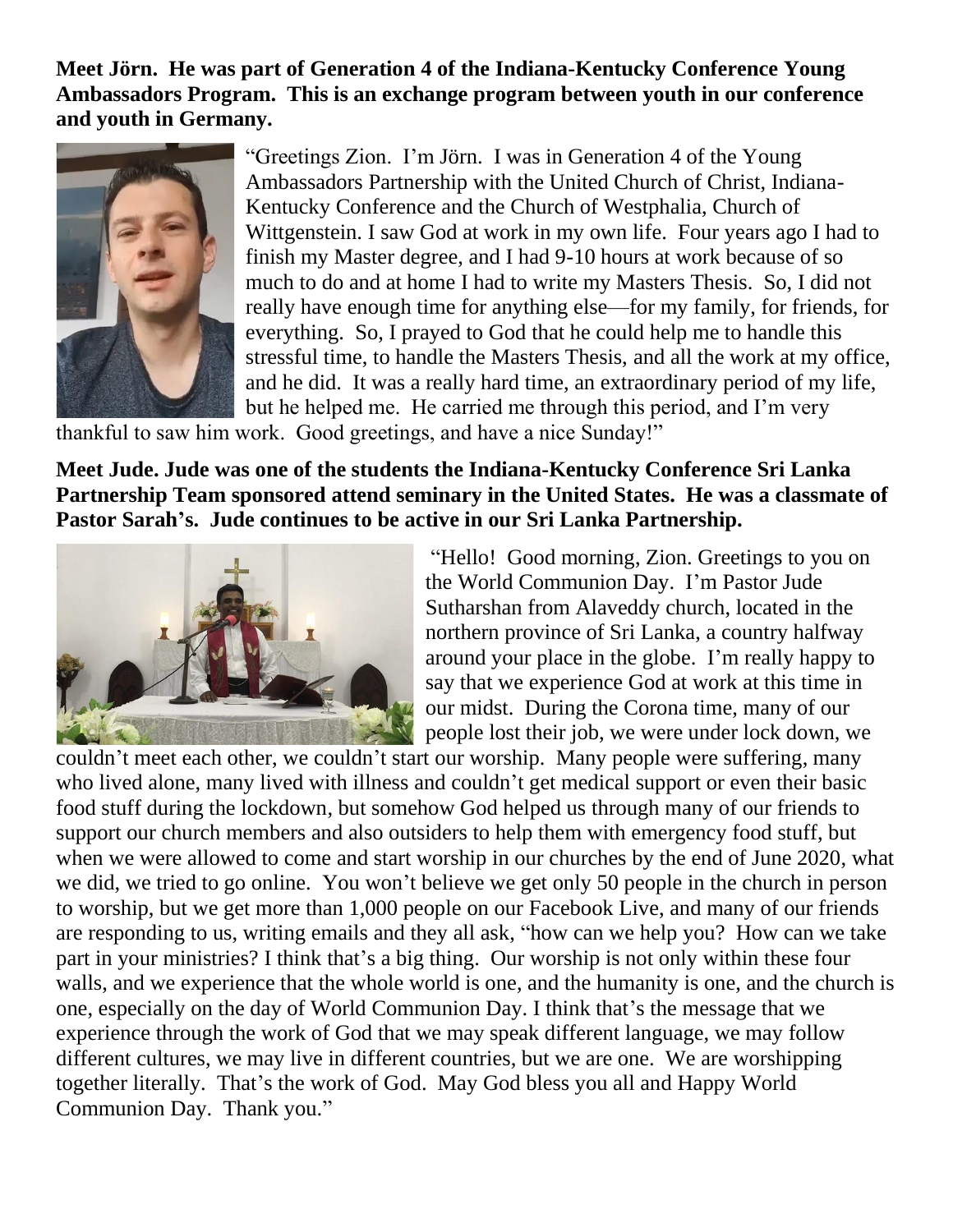**Meet Jörn. He was part of Generation 4 of the Indiana-Kentucky Conference Young Ambassadors Program. This is an exchange program between youth in our conference and youth in Germany.**

"Greetings Zion. I'm Jörn. I was in Generation 4 of the Young Ambassadors Partnership with the United Church of Christ, Indiana-Kentucky Conference and the Church of Westphalia, Church of Wittgenstein. I saw God at work in my own life. Four years ago I had to finish my Master degree, and I had 9-10 hours at work because of so much to do and at home I had to write my Masters Thesis. So, I did not really have enough time for anything else—for my family, for friends, for everything. So, I prayed to God that he could help me to handle this stressful time, to handle the Masters Thesis, and all the work at my office, and he did. It was a really hard time, an extraordinary period of my life, but he helped me. He carried me through this period, and I'm very thankful to saw him work. Good greetings, and have a nice Sunday!"

**Meet Jude. Jude was one of the students the Indiana-Kentucky Conference Sri Lanka Partnership Team sponsored attend seminary in the United States. He was a classmate of Pastor Sarah's. Jude continues to be active in our Sri Lanka Partnership.**

"Hello! Good morning, Zion. Greetings to you on the World Communion Day. I'm Pastor Jude Sutharshan from Alaveddy church, located in the northern province of Sri Lanka, a country halfway around your place in the globe. I'm really happy to say that we experience God at work at this time in our midst. During the Corona time, many of our people lost their job, we were under lock down, we couldn't meet each other, we couldn't start our worship. Many people were suffering, many who lived alone, many lived with illness and couldn't get medical support or even their basic food stuff during the lockdown, but somehow God helped us through many of our friends to support our church members and also outsiders to help them with emergency food stuff, but when we were allowed to come and start worship in our churches by the end of June 2020, what we did, we tried to go online. You won't believe we get only 50 people in the church in person to worship, but we get more than 1,000 people on our Facebook Live, and many of our friends are responding to us, writing emails and they all ask, "how can we help you? How can we take part in your ministries? I think that's a big thing. Our worship is not only within these four walls, and we experience that the whole world is one, and the humanity is one, and the church is one, especially on the day of World Communion Day. I think that's the message that we experience through the work of God that we may speak different language, we may follow different cultures, we may live in different countries, but we are one. We are worshipping together literally. That's the work of God. May God bless you all and Happy World Communion Day. Thank you."